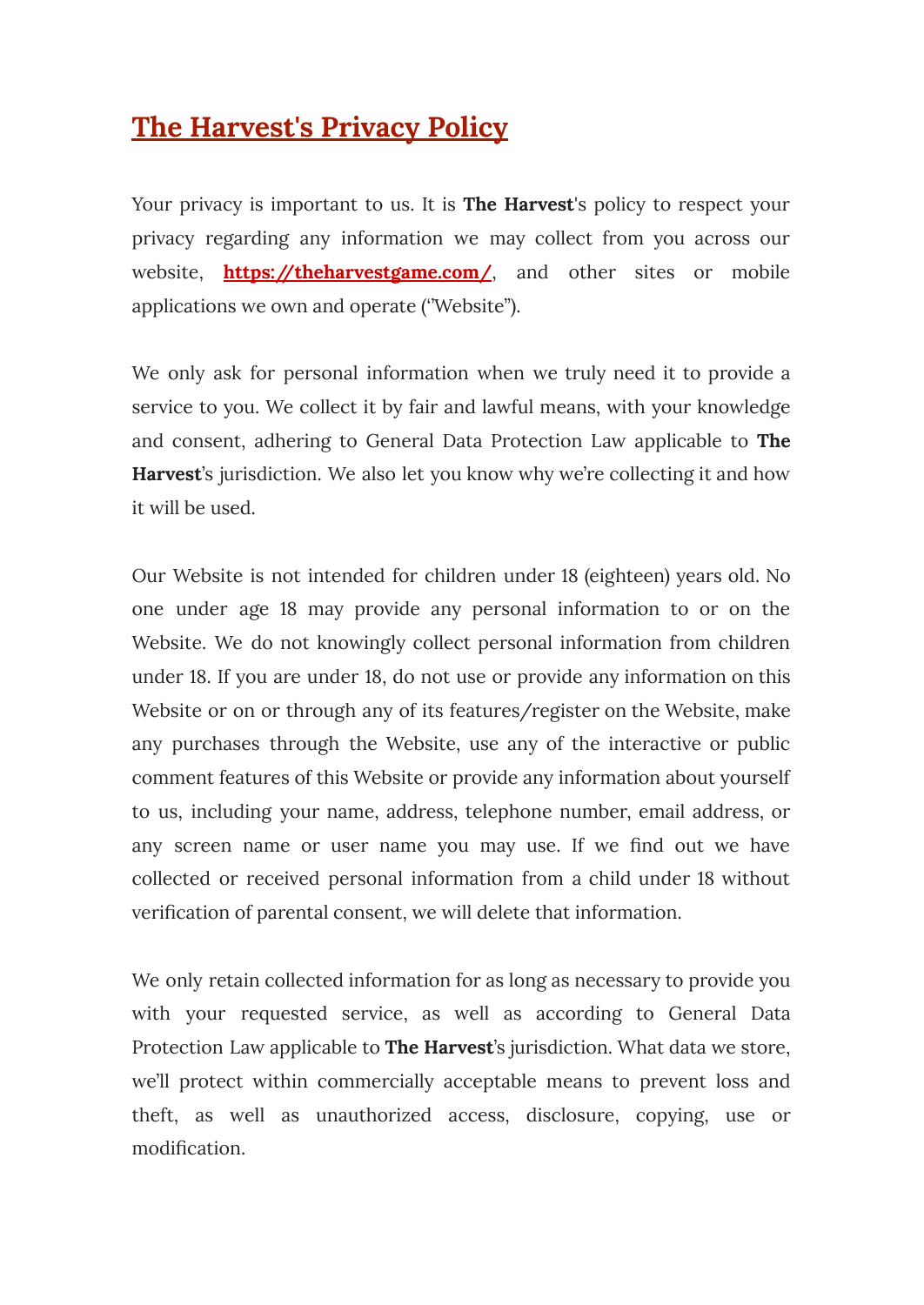# The Harvest's Privacy Policy

Your privacy is important to us. It is **The Harvest**'s policy to respect your privacy regarding any information we may collect from you across our website, **https://theharvestgame.com/**, and other sites or mobile applications we own and operate ("Website").

We only ask for personal information when we truly need it to provide a service to you. We collect it by fair and lawful means, with your knowledge and consent, adhering to General Data Protection Law applicable to **The Harvest**'s jurisdiction. We also let you know why we're collecting it and how it will be used.

Our Website is not intended for children under 18 (eighteen) years old. No one under age 18 may provide any personal information to or on the Website. We do not knowingly collect personal information from children under 18. If you are under 18, do not use or provide any information on this Website or on or through any of its features/register on the Website, make any purchases through the Website, use any of the interactive or public comment features of this Website or provide any information about yourself to us, including your name, address, telephone number, email address, or any screen name or user name you may use. If we find out we have collected or received personal information from a child under 18 without verification of parental consent, we will delete that information.

We only retain collected information for as long as necessary to provide you with your requested service, as well as according to General Data Protection Law applicable to **The Harvest**'s jurisdiction. What data we store, we'll protect within commercially acceptable means to prevent loss and theft, as well as unauthorized access, disclosure, copying, use or modification.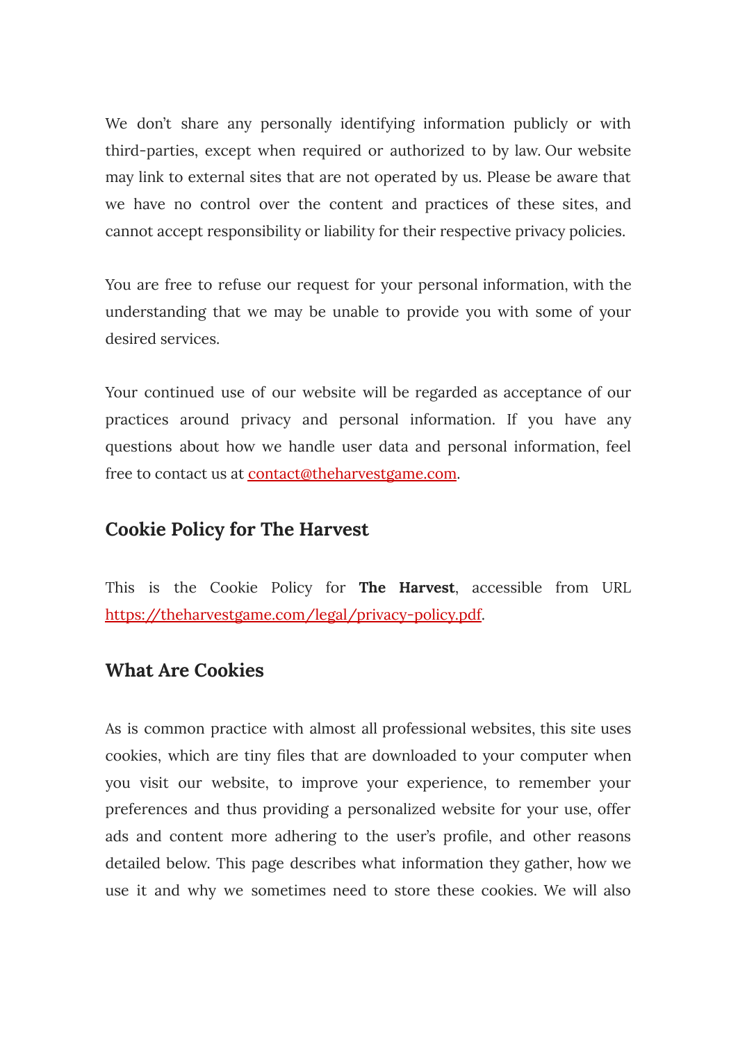We don't share any personally identifying information publicly or with third-parties, except when required or authorized to by law. Our website may link to external sites that are not operated by us. Please be aware that we have no control over the content and practices of these sites, and cannot accept responsibility or liability for their respective privacy policies.

You are free to refuse our request for your personal information, with the understanding that we may be unable to provide you with some of your desired services.

Your continued use of our website will be regarded as acceptance of our practices around privacy and personal information. If you have any questions about how we handle user data and personal information, feel free to contact us at [contact@theharvestgame.com](mailto:contact@theharvestgame.com).

## Cookie Policy for The Harvest

This is the Cookie Policy for **The Harvest**, accessible from URL [https://theharvestgame.com/legal/privacy-policy.pdf](https://theharvestgame.com/legal/privacy-policy.pdf).

## What Are Cookies

As is common practice with almost all professional websites, this site uses cookies, which are tiny files that are downloaded to your computer when you visit our website, to improve your experience, to remember your preferences and thus providing a personalized website for your use, offer ads and content more adhering to the user's profile, and other reasons detailed below. This page describes what information they gather, how we use it and why we sometimes need to store these cookies. We will also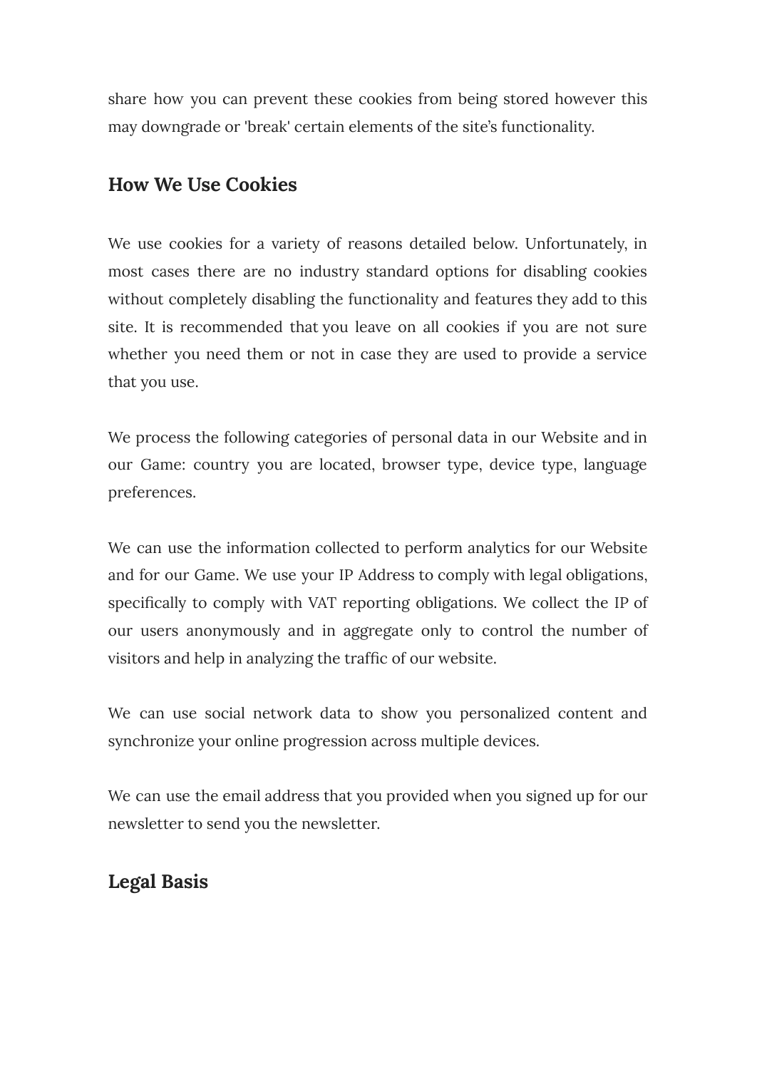share how you can prevent these cookies from being stored however this may downgrade or 'break' certain elements of the site’s functionality.

## How We Use Cookies

We use cookies for a variety of reasons detailed below. Unfortunately, in most cases there are no industry standard options for disabling cookies without completely disabling the functionality and features they add to this site. It is recommended that you leave on all cookies if you are not sure whether you need them or not in case they are used to provide a service that you use.

We process the following categories of personal data in our Website and in our Game: country you are located, browser type, device type, language preferences.

We can use the information collected to perform analytics for our Website and for our Game. We use your IP Address to comply with legal obligations, specifically to comply with VAT reporting obligations. We collect the IP of our users anonymously and in aggregate only to control the number of visitors and help in analyzing the traffic of our website.

We can use social network data to show you personalized content and synchronize your online progression across multiple devices.

We can use the email address that you provided when you signed up for our newsletter to send you the newsletter.

## Legal Basis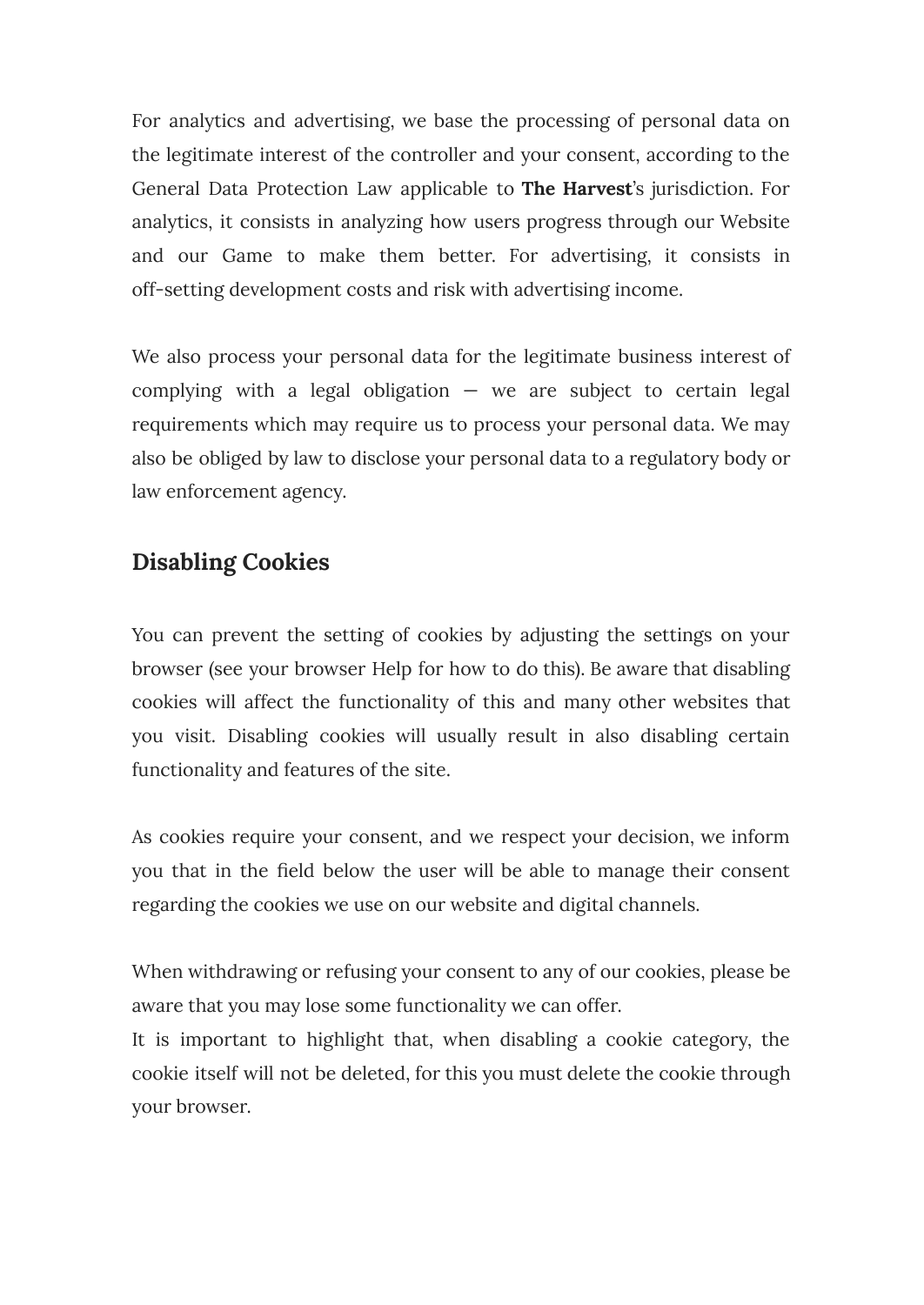For analytics and advertising, we base the processing of personal data on the legitimate interest of the controller and your consent, according to the General Data Protection Law applicable to **The Harvest**'s jurisdiction. For analytics, it consists in analyzing how users progress through our Website and our Game to make them better. For advertising, it consists in off-setting development costs and risk with advertising income.

We also process your personal data for the legitimate business interest of complying with a legal obligation — we are subject to certain legal requirements which may require us to process your personal data. We may also be obliged by law to disclose your personal data to a regulatory body or law enforcement agency.

## Disabling Cookies

You can prevent the setting of cookies by adjusting the settings on your browser (see your browser Help for how to do this). Be aware that disabling cookies will affect the functionality of this and many other websites that you visit. Disabling cookies will usually result in also disabling certain functionality and features of the site.

As cookies require your consent, and we respect your decision, we inform you that in the field below the user will be able to manage their consent regarding the cookies we use on our website and digital channels.

When withdrawing or refusing your consent to any of our cookies, please be aware that you may lose some functionality we can offer.
It is important to highlight that, when disabling a cookie category, the cookie itself will not be deleted, for this you must delete the cookie through your browser.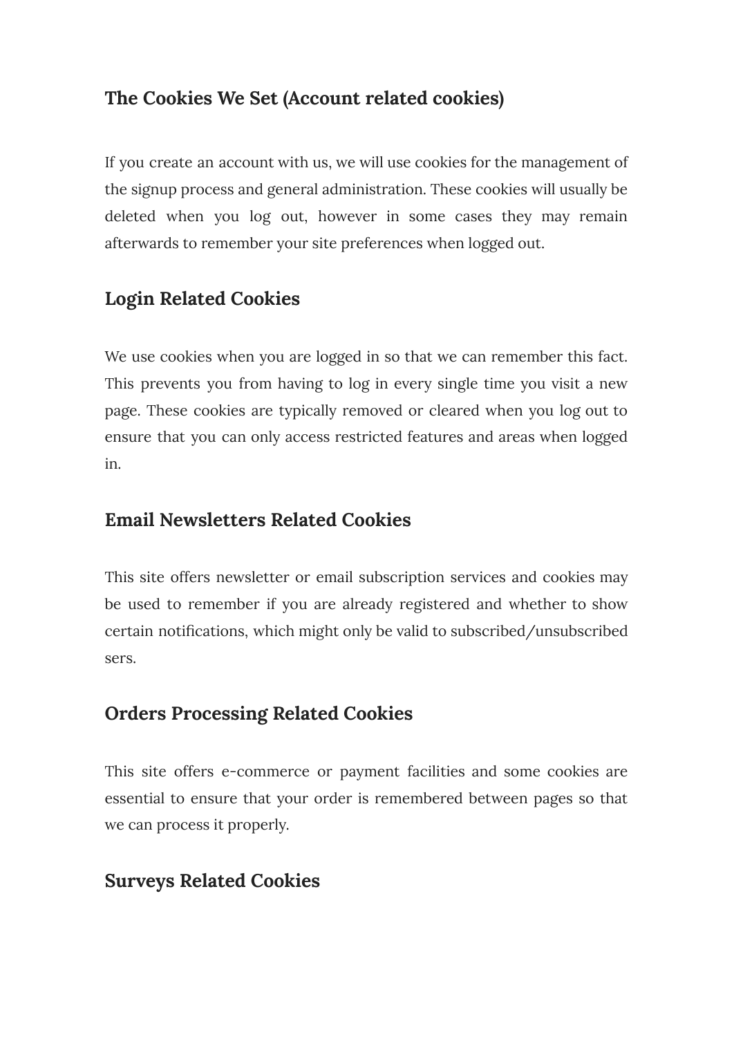## The Cookies We Set (Account related cookies)

If you create an account with us, we will use cookies for the management of the signup process and general administration. These cookies will usually be deleted when you log out, however in some cases they may remain afterwards to remember your site preferences when logged out.

## Login Related Cookies

We use cookies when you are logged in so that we can remember this fact. This prevents you from having to log in every single time you visit a new page. These cookies are typically removed or cleared when you log out to ensure that you can only access restricted features and areas when logged in.

## Email Newsletters Related Cookies

This site offers newsletter or email subscription services and cookies may be used to remember if you are already registered and whether to show certain notifications, which might only be valid to subscribed/unsubscribed sers.

## Orders Processing Related Cookies

This site offers e-commerce or payment facilities and some cookies are essential to ensure that your order is remembered between pages so that we can process it properly.

## Surveys Related Cookies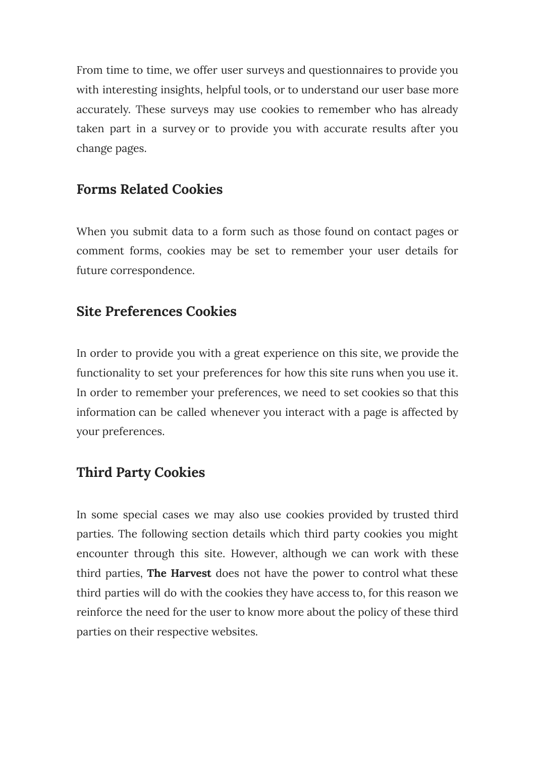From time to time, we offer user surveys and questionnaires to provide you with interesting insights, helpful tools, or to understand our user base more accurately. These surveys may use cookies to remember who has already taken part in a survey or to provide you with accurate results after you change pages.

### Forms Related Cookies

When you submit data to a form such as those found on contact pages or comment forms, cookies may be set to remember your user details for future correspondence.

### Site Preferences Cookies

In order to provide you with a great experience on this site, we provide the functionality to set your preferences for how this site runs when you use it. In order to remember your preferences, we need to set cookies so that this information can be called whenever you interact with a page is affected by your preferences.

### Third Party Cookies

In some special cases we may also use cookies provided by trusted third parties. The following section details which third party cookies you might encounter through this site. However, although we can work with these third parties, **The Harvest** does not have the power to control what these third parties will do with the cookies they have access to, for this reason we reinforce the need for the user to know more about the policy of these third parties on their respective websites.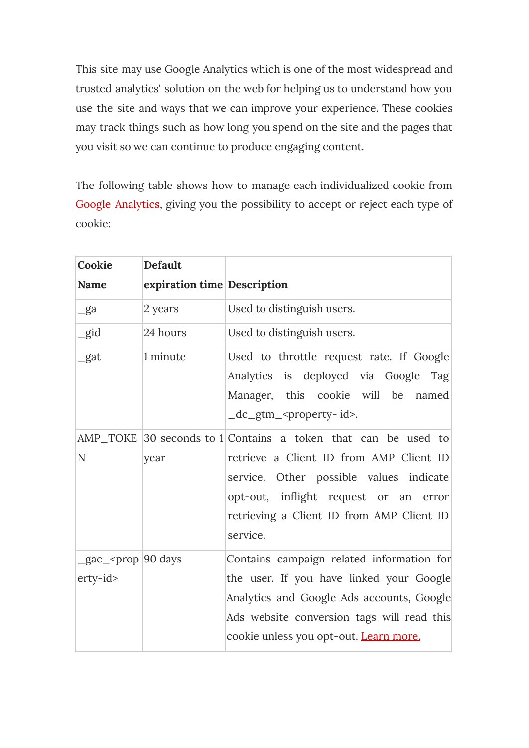This site may use Google Analytics which is one of the most widespread and trusted analytics' solution on the web for helping us to understand how you use the site and ways that we can improve your experience. These cookies may track things such as how long you spend on the site and the pages that you visit so we can continue to produce engaging content.

The following table shows how to manage each individualized cookie from Google Analytics, giving you the possibility to accept or reject each type of cookie:

| **Cookie Name** | **Default expiration time** | **Description** |
|---|---|---|
| _ga | 2 years | Used to distinguish users. |
| _gid | 24 hours | Used to distinguish users. |
| _gat | 1 minute | Used to throttle request rate. If Google Analytics is deployed via Google Tag Manager, this cookie will be named _dc_gtm_<property- id>. |
| AMP_TOKEN | 30 seconds to 1 year | Contains a token that can be used to retrieve a Client ID from AMP Client ID service. Other possible values indicate opt-out, inflight request or an error retrieving a Client ID from AMP Client ID service. |
| _gac_<property-id> | 90 days | Contains campaign related information for the user. If you have linked your Google Analytics and Google Ads accounts, Google Ads website conversion tags will read this cookie unless you opt-out. Learn more. |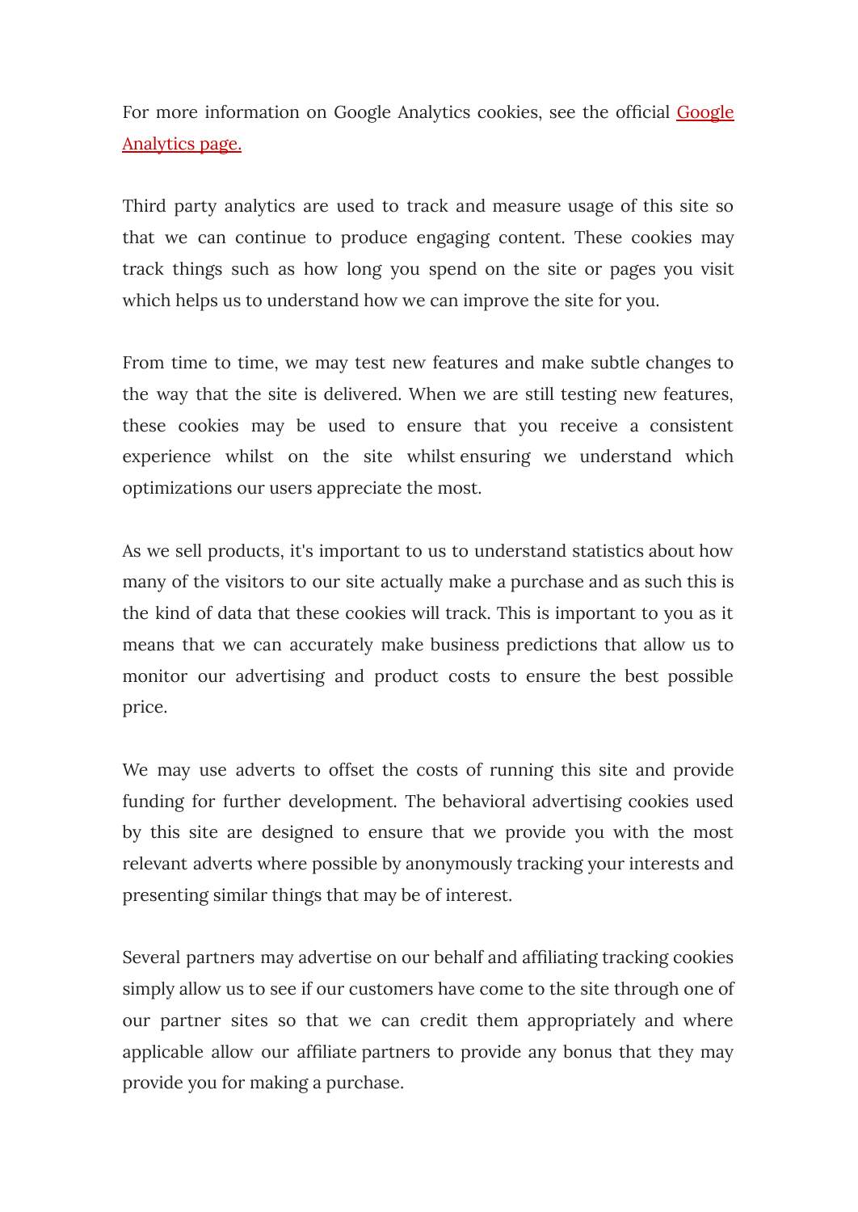For more information on Google Analytics cookies, see the official Google Analytics page.

Third party analytics are used to track and measure usage of this site so that we can continue to produce engaging content. These cookies may track things such as how long you spend on the site or pages you visit which helps us to understand how we can improve the site for you.

From time to time, we may test new features and make subtle changes to the way that the site is delivered. When we are still testing new features, these cookies may be used to ensure that you receive a consistent experience whilst on the site whilst ensuring we understand which optimizations our users appreciate the most.

As we sell products, it's important to us to understand statistics about how many of the visitors to our site actually make a purchase and as such this is the kind of data that these cookies will track. This is important to you as it means that we can accurately make business predictions that allow us to monitor our advertising and product costs to ensure the best possible price.

We may use adverts to offset the costs of running this site and provide funding for further development. The behavioral advertising cookies used by this site are designed to ensure that we provide you with the most relevant adverts where possible by anonymously tracking your interests and presenting similar things that may be of interest.

Several partners may advertise on our behalf and affiliating tracking cookies simply allow us to see if our customers have come to the site through one of our partner sites so that we can credit them appropriately and where applicable allow our affiliate partners to provide any bonus that they may provide you for making a purchase.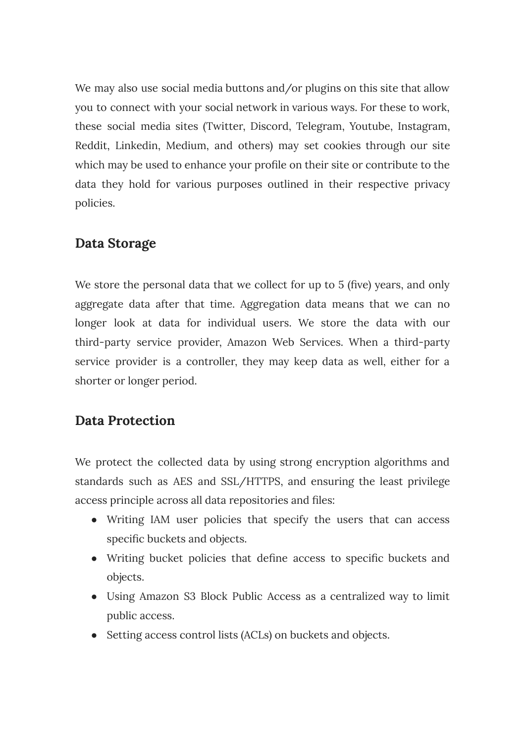We may also use social media buttons and/or plugins on this site that allow you to connect with your social network in various ways. For these to work, these social media sites (Twitter, Discord, Telegram, Youtube, Instagram, Reddit, Linkedin, Medium, and others) may set cookies through our site which may be used to enhance your profile on their site or contribute to the data they hold for various purposes outlined in their respective privacy policies.

## Data Storage

We store the personal data that we collect for up to 5 (five) years, and only aggregate data after that time. Aggregation data means that we can no longer look at data for individual users. We store the data with our third-party service provider, Amazon Web Services. When a third-party service provider is a controller, they may keep data as well, either for a shorter or longer period.

## Data Protection

We protect the collected data by using strong encryption algorithms and standards such as AES and SSL/HTTPS, and ensuring the least privilege access principle across all data repositories and files:

- Writing IAM user policies that specify the users that can access specific buckets and objects.
- Writing bucket policies that define access to specific buckets and objects.
- Using Amazon S3 Block Public Access as a centralized way to limit public access.
- Setting access control lists (ACLs) on buckets and objects.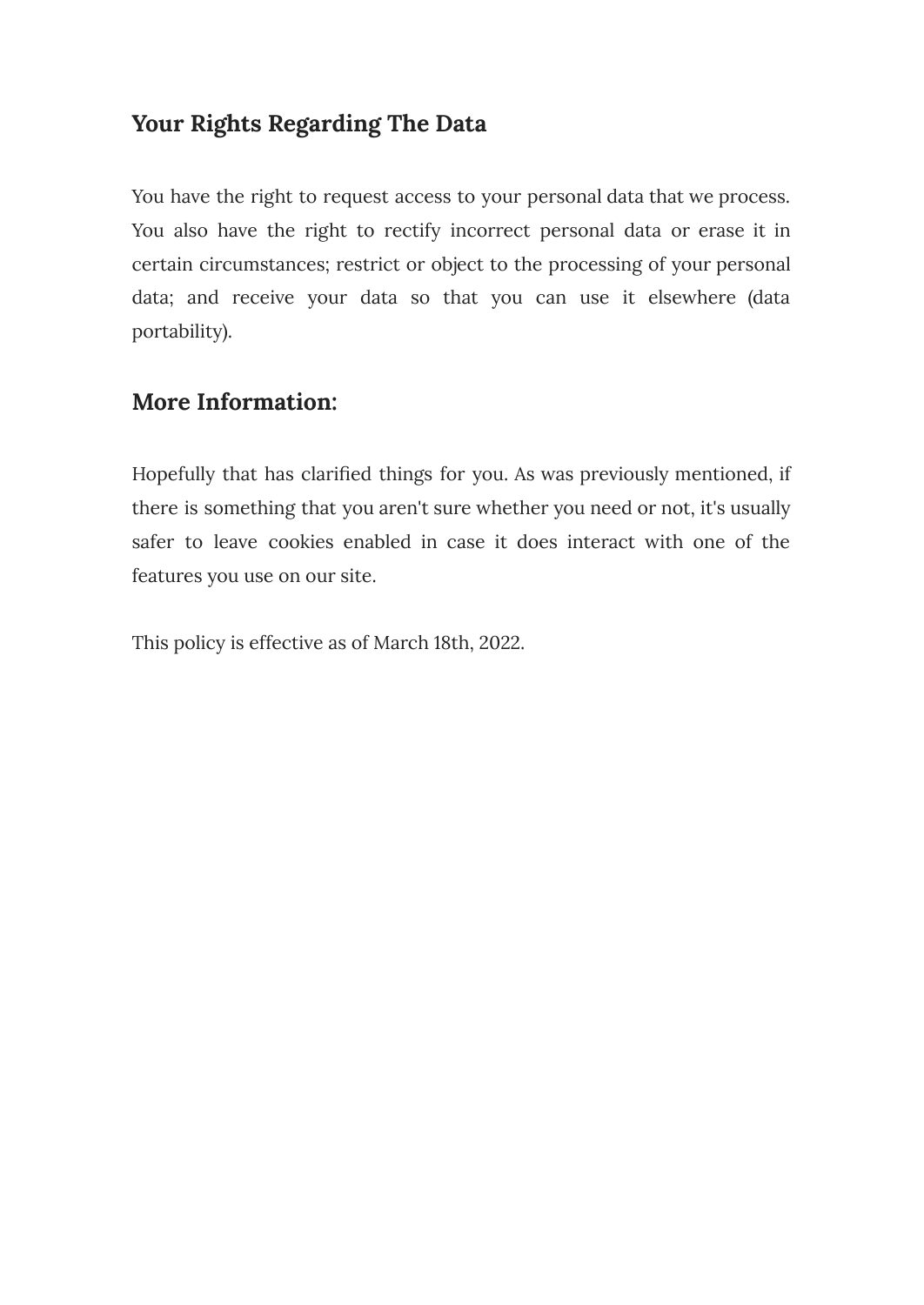## Your Rights Regarding The Data

You have the right to request access to your personal data that we process. You also have the right to rectify incorrect personal data or erase it in certain circumstances; restrict or object to the processing of your personal data; and receive your data so that you can use it elsewhere (data portability).

## More Information:

Hopefully that has clarified things for you. As was previously mentioned, if there is something that you aren't sure whether you need or not, it's usually safer to leave cookies enabled in case it does interact with one of the features you use on our site.

This policy is effective as of March 18th, 2022.